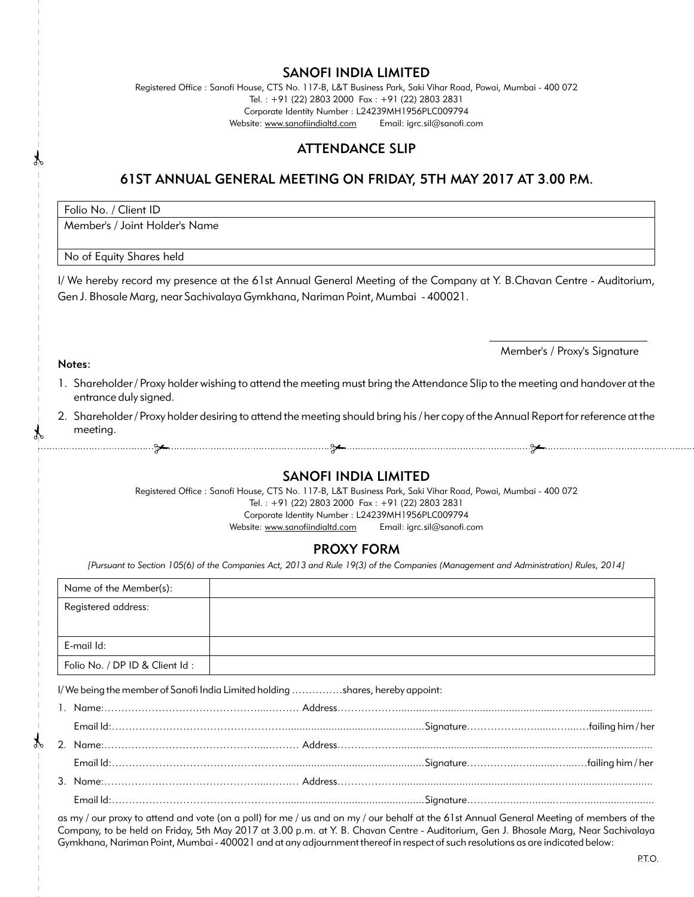## SANOFI INDIA LIMITED

Registered Office : Sanofi House, CTS No. 117-B, L&T Business Park, Saki Vihar Road, Powai, Mumbai - 400 072
Tel. : +91 (22) 2803 2000 Fax : +91 (22) 2803 2831
Corporate Identity Number : L24239MH1956PLC009794
Website: www.sanofiindialtd.com Email: igrc.sil@sanofi.com

### ATTENDANCE SLIP

### 61ST ANNUAL GENERAL MEETING ON FRIDAY, 5TH MAY 2017 AT 3.00 P.M.

| Folio No. / Client ID |
|---|
| Member's / Joint Holder's Name |
| No of Equity Shares held |

I/ We hereby record my presence at the 61st Annual General Meeting of the Company at Y. B.Chavan Centre - Auditorium, Gen J. Bhosale Marg, near Sachivalaya Gymkhana, Nariman Point, Mumbai - 400021.

Member's / Proxy's Signature

**Notes:**

1. Shareholder / Proxy holder wishing to attend the meeting must bring the Attendance Slip to the meeting and handover at the entrance duly signed.
2. Shareholder / Proxy holder desiring to attend the meeting should bring his / her copy of the Annual Report for reference at the meeting.

---

## SANOFI INDIA LIMITED

Registered Office : Sanofi House, CTS No. 117-B, L&T Business Park, Saki Vihar Road, Powai, Mumbai - 400 072
Tel. : +91 (22) 2803 2000 Fax : +91 (22) 2803 2831
Corporate Identity Number : L24239MH1956PLC009794
Website: www.sanofiindialtd.com Email: igrc.sil@sanofi.com

### PROXY FORM

*[Pursuant to Section 105(6) of the Companies Act, 2013 and Rule 19(3) of the Companies (Management and Administration) Rules, 2014]*

| Name of the Member(s): | |
|---|---|
| Registered address: | |
| E-mail Id: | |
| Folio No. / DP ID & Client Id : | |

I/ We being the member of Sanofi India Limited holding ……………shares, hereby appoint:

1. Name:……………………………………………… Address……………………………………………………………………
   Email Id:……………………………………………………………………Signature……………………………failing him / her
2. Name:……………………………………………… Address……………………………………………………………………
   Email Id:……………………………………………………………………Signature……………………………failing him / her
3. Name:……………………………………………… Address……………………………………………………………………
   Email Id:……………………………………………………………………Signature………………………………………………

as my / our proxy to attend and vote (on a poll) for me / us and on my / our behalf at the 61st Annual General Meeting of members of the Company, to be held on Friday, 5th May 2017 at 3.00 p.m. at Y. B. Chavan Centre - Auditorium, Gen J. Bhosale Marg, Near Sachivalaya Gymkhana, Nariman Point, Mumbai - 400021 and at any adjournment thereof in respect of such resolutions as are indicated below:

P.T.O.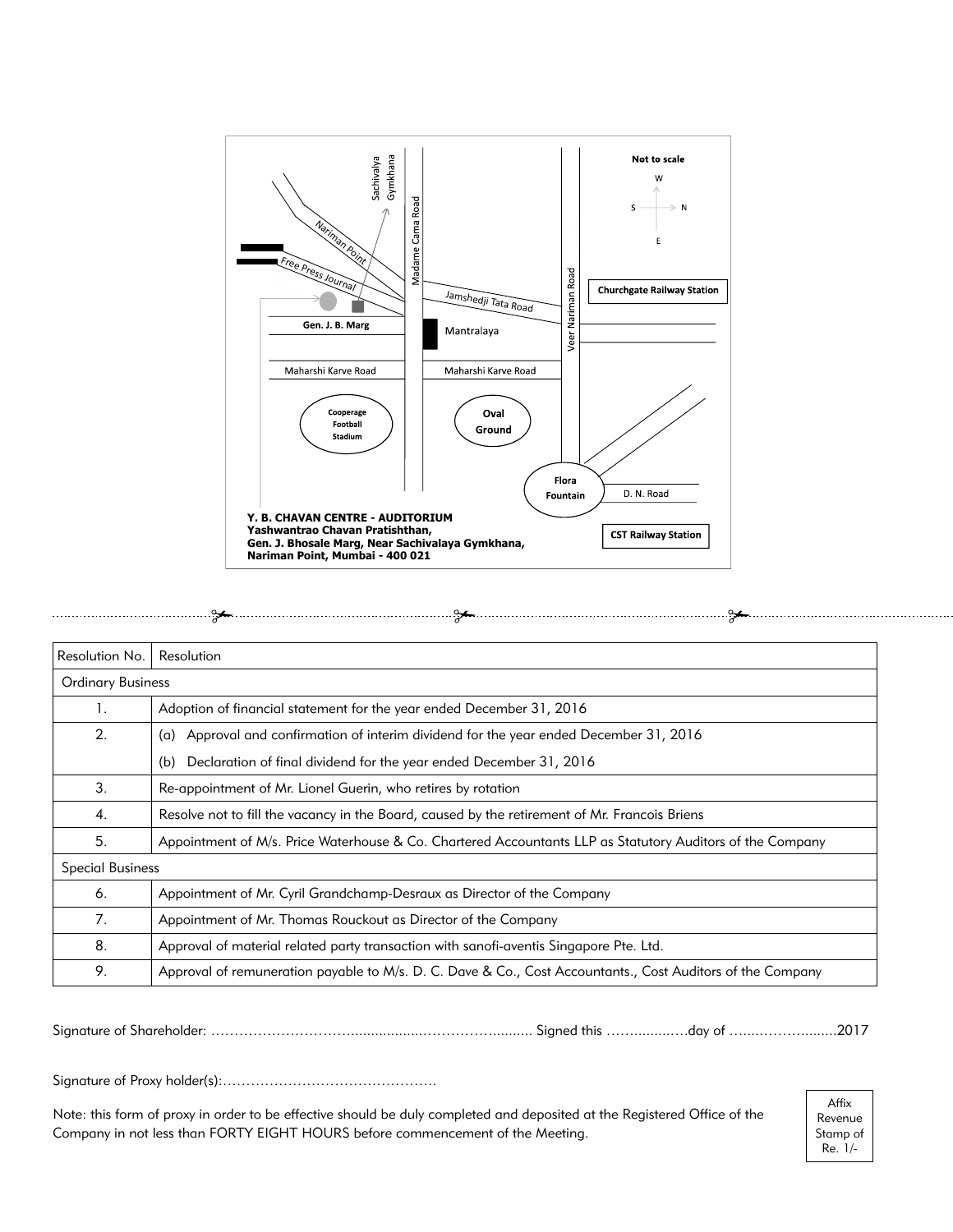Not to scale

W

S N

E

Sachivalya Gymkhana

Madame Cama Road

Nariman Point

Free Press Journal

Jamshedji Tata Road

Veer Nariman Road

Churchgate Railway Station

Gen. J. B. Marg

Mantralaya

Maharshi Karve Road

Maharshi Karve Road

Cooperage Football Stadium

Oval Ground

Flora Fountain

D. N. Road

CST Railway Station

**Y. B. CHAVAN CENTRE - AUDITORIUM**
**Yashwantrao Chavan Pratishthan,**
**Gen. J. Bhosale Marg, Near Sachivalaya Gymkhana,**
**Nariman Point, Mumbai - 400 021**

| Resolution No. | Resolution |
|---|---|
| Ordinary Business | |
| 1. | Adoption of financial statement for the year ended December 31, 2016 |
| 2. | (a) Approval and confirmation of interim dividend for the year ended December 31, 2016 |
| | (b) Declaration of final dividend for the year ended December 31, 2016 |
| 3. | Re-appointment of Mr. Lionel Guerin, who retires by rotation |
| 4. | Resolve not to fill the vacancy in the Board, caused by the retirement of Mr. Francois Briens |
| 5. | Appointment of M/s. Price Waterhouse & Co. Chartered Accountants LLP as Statutory Auditors of the Company |
| Special Business | |
| 6. | Appointment of Mr. Cyril Grandchamp-Desraux as Director of the Company |
| 7. | Appointment of Mr. Thomas Rouckout as Director of the Company |
| 8. | Approval of material related party transaction with sanofi-aventis Singapore Pte. Ltd. |
| 9. | Approval of remuneration payable to M/s. D. C. Dave & Co., Cost Accountants., Cost Auditors of the Company |

Signature of Shareholder: ………………………….............……………….......... Signed this ………......….day of …...……….….......2017

Signature of Proxy holder(s):……………………………………….

Note: this form of proxy in order to be effective should be duly completed and deposited at the Registered Office of the Company in not less than FORTY EIGHT HOURS before commencement of the Meeting.

Affix Revenue Stamp of Re. 1/-